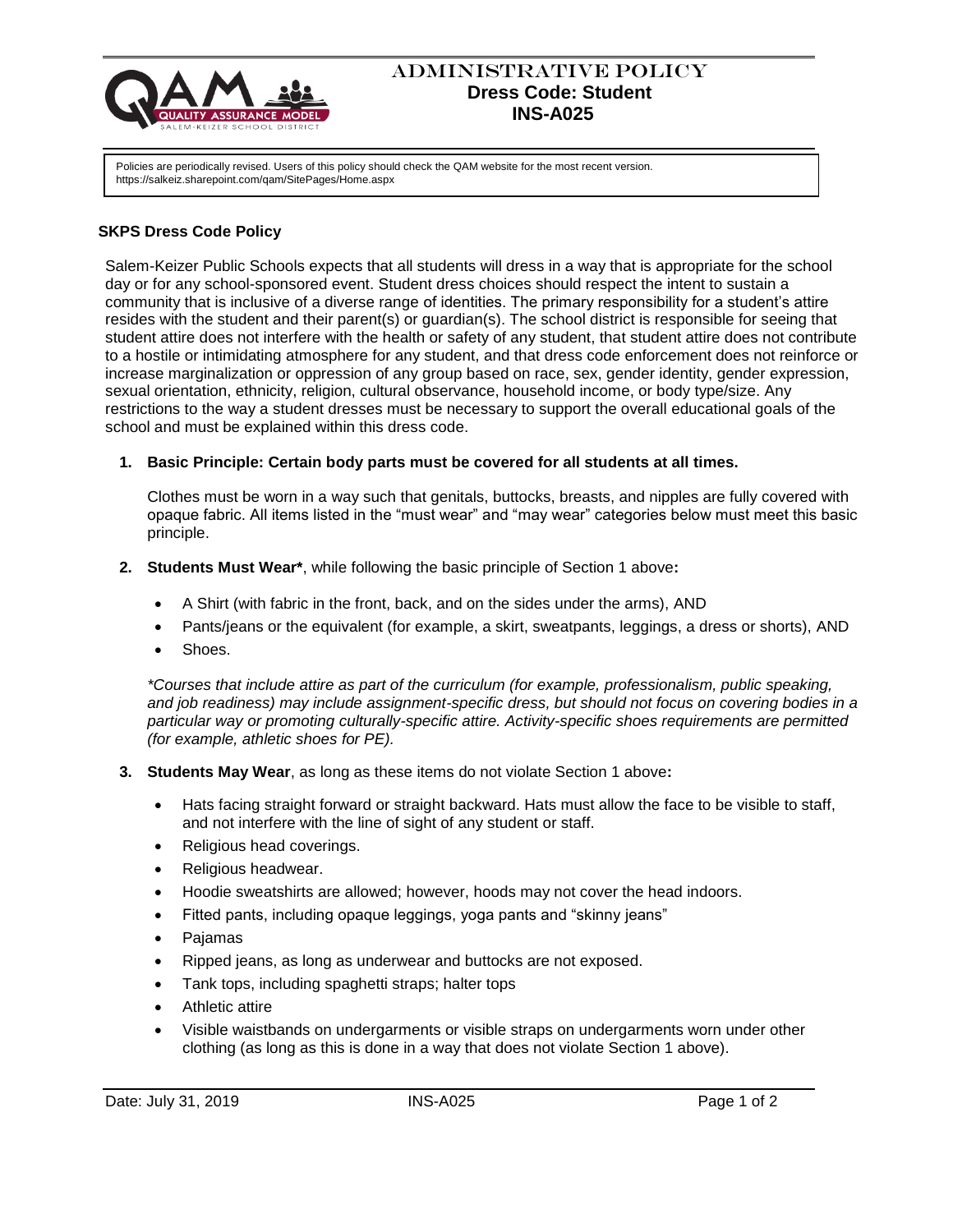# Administrative Policy
## Dress Code: Student
## INS-A025

Policies are periodically revised. Users of this policy should check the QAM website for the most recent version.
https://salkeiz.sharepoint.com/qam/SitePages/Home.aspx

### SKPS Dress Code Policy

Salem-Keizer Public Schools expects that all students will dress in a way that is appropriate for the school day or for any school-sponsored event. Student dress choices should respect the intent to sustain a community that is inclusive of a diverse range of identities. The primary responsibility for a student's attire resides with the student and their parent(s) or guardian(s). The school district is responsible for seeing that student attire does not interfere with the health or safety of any student, that student attire does not contribute to a hostile or intimidating atmosphere for any student, and that dress code enforcement does not reinforce or increase marginalization or oppression of any group based on race, sex, gender identity, gender expression, sexual orientation, ethnicity, religion, cultural observance, household income, or body type/size. Any restrictions to the way a student dresses must be necessary to support the overall educational goals of the school and must be explained within this dress code.

1. **Basic Principle: Certain body parts must be covered for all students at all times.**

   Clothes must be worn in a way such that genitals, buttocks, breasts, and nipples are fully covered with opaque fabric. All items listed in the "must wear" and "may wear" categories below must meet this basic principle.

2. **Students Must Wear***, while following the basic principle of Section 1 above**:**

   - A Shirt (with fabric in the front, back, and on the sides under the arms), AND
   - Pants/jeans or the equivalent (for example, a skirt, sweatpants, leggings, a dress or shorts), AND
   - Shoes.

   *\*Courses that include attire as part of the curriculum (for example, professionalism, public speaking, and job readiness) may include assignment-specific dress, but should not focus on covering bodies in a particular way or promoting culturally-specific attire. Activity-specific shoes requirements are permitted (for example, athletic shoes for PE).*

3. **Students May Wear**, as long as these items do not violate Section 1 above**:**

   - Hats facing straight forward or straight backward. Hats must allow the face to be visible to staff, and not interfere with the line of sight of any student or staff.
   - Religious head coverings.
   - Religious headwear.
   - Hoodie sweatshirts are allowed; however, hoods may not cover the head indoors.
   - Fitted pants, including opaque leggings, yoga pants and "skinny jeans"
   - Pajamas
   - Ripped jeans, as long as underwear and buttocks are not exposed.
   - Tank tops, including spaghetti straps; halter tops
   - Athletic attire
   - Visible waistbands on undergarments or visible straps on undergarments worn under other clothing (as long as this is done in a way that does not violate Section 1 above).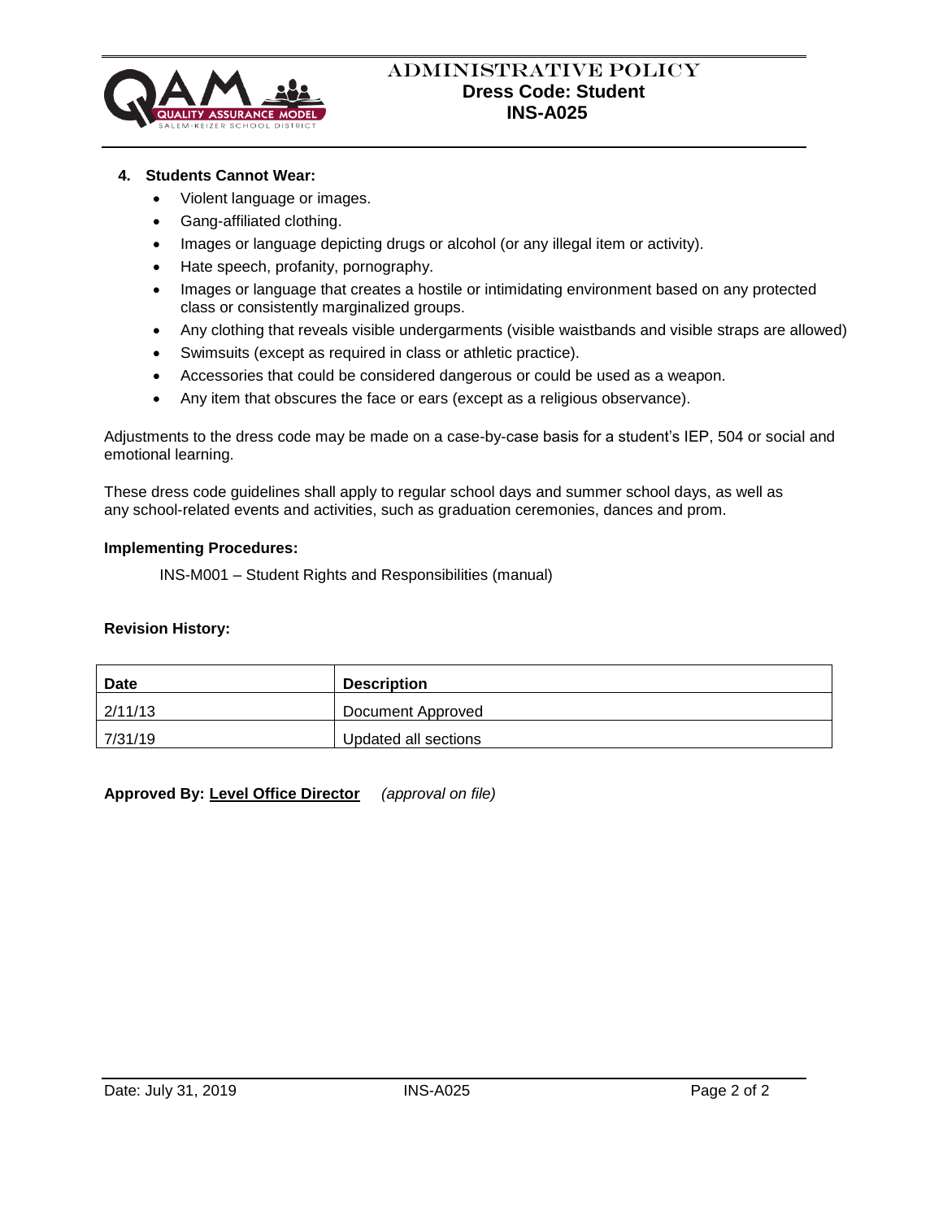**4. Students Cannot Wear:**

- Violent language or images.
- Gang-affiliated clothing.
- Images or language depicting drugs or alcohol (or any illegal item or activity).
- Hate speech, profanity, pornography.
- Images or language that creates a hostile or intimidating environment based on any protected class or consistently marginalized groups.
- Any clothing that reveals visible undergarments (visible waistbands and visible straps are allowed)
- Swimsuits (except as required in class or athletic practice).
- Accessories that could be considered dangerous or could be used as a weapon.
- Any item that obscures the face or ears (except as a religious observance).

Adjustments to the dress code may be made on a case-by-case basis for a student's IEP, 504 or social and emotional learning.

These dress code guidelines shall apply to regular school days and summer school days, as well as any school-related events and activities, such as graduation ceremonies, dances and prom.

**Implementing Procedures:**

INS-M001 – Student Rights and Responsibilities (manual)

**Revision History:**

| Date | Description |
|---|---|
| 2/11/13 | Document Approved |
| 7/31/19 | Updated all sections |

**Approved By: Level Office Director** *(approval on file)*